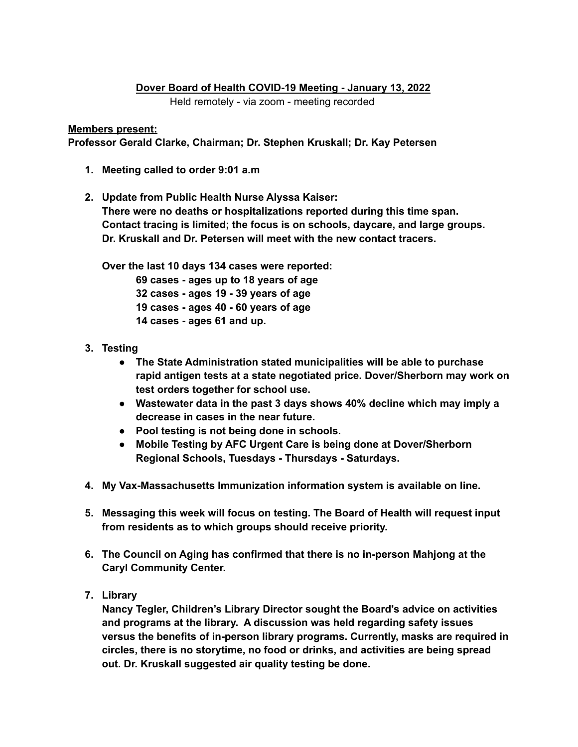# Dover Board of Health COVID-19 Meeting - January 13, 2022

Held remotely - via zoom - meeting recorded

**Members present:**

**Professor Gerald Clarke, Chairman; Dr. Stephen Kruskall; Dr. Kay Petersen**

1. **Meeting called to order 9:01 a.m**

2. **Update from Public Health Nurse Alyssa Kaiser:**
   **There were no deaths or hospitalizations reported during this time span. Contact tracing is limited; the focus is on schools, daycare, and large groups. Dr. Kruskall and Dr. Petersen will meet with the new contact tracers.**

   **Over the last 10 days 134 cases were reported:**

   **69 cases - ages up to 18 years of age**
   **32 cases - ages 19 - 39 years of age**
   **19 cases - ages 40 - 60 years of age**
   **14 cases - ages 61 and up.**

3. **Testing**
   - **The State Administration stated municipalities will be able to purchase rapid antigen tests at a state negotiated price. Dover/Sherborn may work on test orders together for school use.**
   - **Wastewater data in the past 3 days shows 40% decline which may imply a decrease in cases in the near future.**
   - **Pool testing is not being done in schools.**
   - **Mobile Testing by AFC Urgent Care is being done at Dover/Sherborn Regional Schools, Tuesdays - Thursdays - Saturdays.**

4. **My Vax-Massachusetts Immunization information system is available on line.**

5. **Messaging this week will focus on testing. The Board of Health will request input from residents as to which groups should receive priority.**

6. **The Council on Aging has confirmed that there is no in-person Mahjong at the Caryl Community Center.**

7. **Library**
   **Nancy Tegler, Children's Library Director sought the Board's advice on activities and programs at the library. A discussion was held regarding safety issues versus the benefits of in-person library programs. Currently, masks are required in circles, there is no storytime, no food or drinks, and activities are being spread out. Dr. Kruskall suggested air quality testing be done.**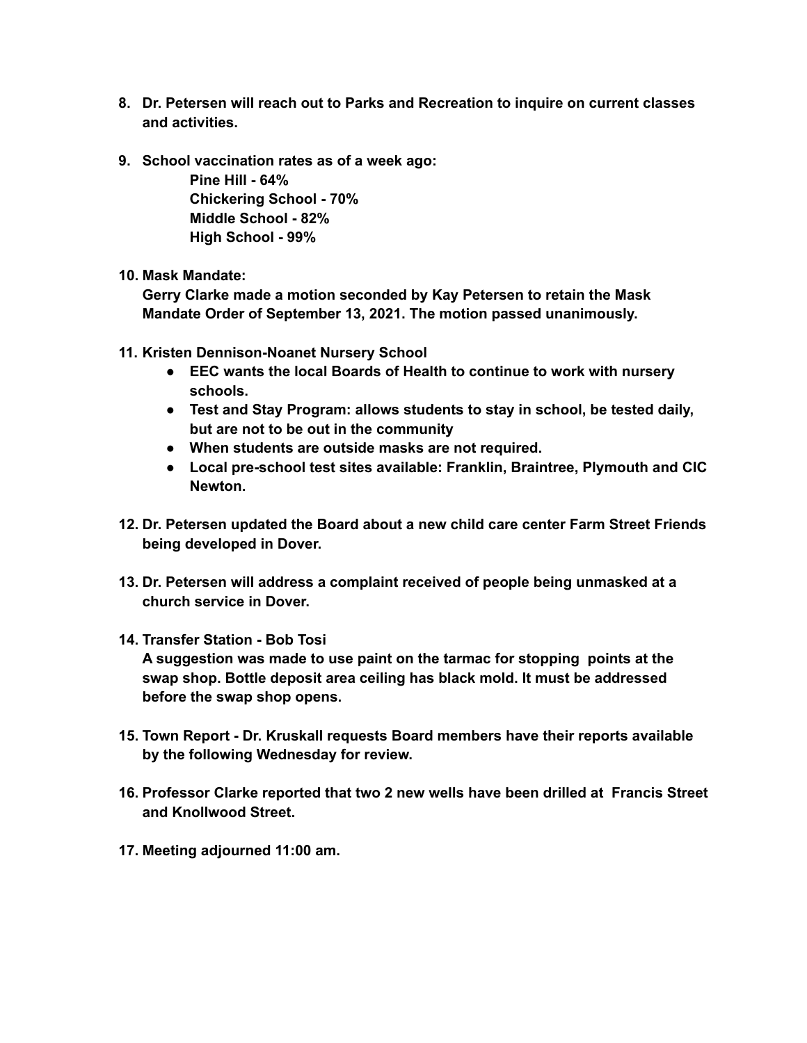8. **Dr. Petersen will reach out to Parks and Recreation to inquire on current classes and activities.**

9. **School vaccination rates as of a week ago:**
   **Pine Hill - 64%**
   **Chickering School - 70%**
   **Middle School - 82%**
   **High School - 99%**

10. **Mask Mandate:**
    **Gerry Clarke made a motion seconded by Kay Petersen to retain the Mask Mandate Order of September 13, 2021. The motion passed unanimously.**

11. **Kristen Dennison-Noanet Nursery School**
    - **EEC wants the local Boards of Health to continue to work with nursery schools.**
    - **Test and Stay Program: allows students to stay in school, be tested daily, but are not to be out in the community**
    - **When students are outside masks are not required.**
    - **Local pre-school test sites available: Franklin, Braintree, Plymouth and CIC Newton.**

12. **Dr. Petersen updated the Board about a new child care center Farm Street Friends being developed in Dover.**

13. **Dr. Petersen will address a complaint received of people being unmasked at a church service in Dover.**

14. **Transfer Station - Bob Tosi**
    **A suggestion was made to use paint on the tarmac for stopping points at the swap shop. Bottle deposit area ceiling has black mold. It must be addressed before the swap shop opens.**

15. **Town Report - Dr. Kruskall requests Board members have their reports available by the following Wednesday for review.**

16. **Professor Clarke reported that two 2 new wells have been drilled at Francis Street and Knollwood Street.**

17. **Meeting adjourned 11:00 am.**